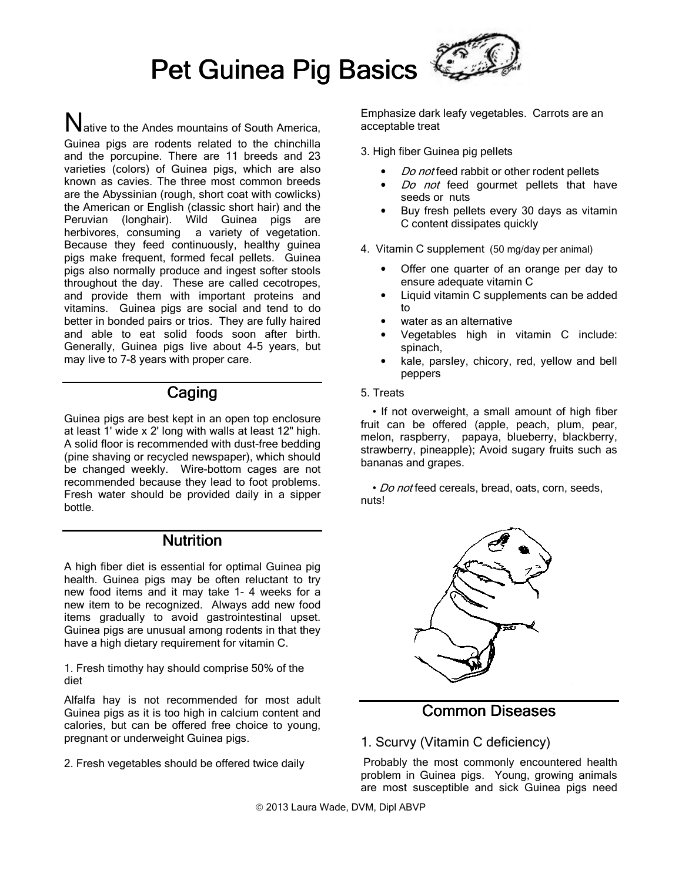# Pet Guinea Pig Basics

Native to the Andes mountains of South America, Guinea pigs are rodents related to the chinchilla and the porcupine. There are 11 breeds and 23 varieties (colors) of Guinea pigs, which are also known as cavies. The three most common breeds are the Abyssinian (rough, short coat with cowlicks) the American or English (classic short hair) and the Peruvian (longhair). Wild Guinea pigs are herbivores, consuming a variety of vegetation. Because they feed continuously, healthy guinea pigs make frequent, formed fecal pellets. Guinea pigs also normally produce and ingest softer stools throughout the day. These are called cecotropes, and provide them with important proteins and vitamins. Guinea pigs are social and tend to do better in bonded pairs or trios. They are fully haired and able to eat solid foods soon after birth. Generally, Guinea pigs live about 4-5 years, but may live to 7-8 years with proper care.

## Caging

Guinea pigs are best kept in an open top enclosure at least 1' wide x 2' long with walls at least 12" high. A solid floor is recommended with dust-free bedding (pine shaving or recycled newspaper), which should be changed weekly. Wire-bottom cages are not recommended because they lead to foot problems. Fresh water should be provided daily in a sipper bottle.

## Nutrition

A high fiber diet is essential for optimal Guinea pig health. Guinea pigs may be often reluctant to try new food items and it may take 1- 4 weeks for a new item to be recognized. Always add new food items gradually to avoid gastrointestinal upset. Guinea pigs are unusual among rodents in that they have a high dietary requirement for vitamin C.

1. Fresh timothy hay should comprise 50% of the diet

Alfalfa hay is not recommended for most adult Guinea pigs as it is too high in calcium content and calories, but can be offered free choice to young, pregnant or underweight Guinea pigs.

2. Fresh vegetables should be offered twice daily

Emphasize dark leafy vegetables. Carrots are an acceptable treat

3. High fiber Guinea pig pellets

- *Do not* feed rabbit or other rodent pellets
- *Do not* feed gourmet pellets that have seeds or nuts
- Buy fresh pellets every 30 days as vitamin C content dissipates quickly

4. Vitamin C supplement (50 mg/day per animal)

- Offer one quarter of an orange per day to ensure adequate vitamin C
- Liquid vitamin C supplements can be added to
- water as an alternative
- Vegetables high in vitamin C include: spinach,
- kale, parsley, chicory, red, yellow and bell peppers

5. Treats

- If not overweight, a small amount of high fiber fruit can be offered (apple, peach, plum, pear, melon, raspberry, papaya, blueberry, blackberry, strawberry, pineapple); Avoid sugary fruits such as bananas and grapes.

- *Do not* feed cereals, bread, oats, corn, seeds, nuts!

## Common Diseases

### 1. Scurvy (Vitamin C deficiency)

Probably the most commonly encountered health problem in Guinea pigs. Young, growing animals are most susceptible and sick Guinea pigs need

© 2013 Laura Wade, DVM, Dipl ABVP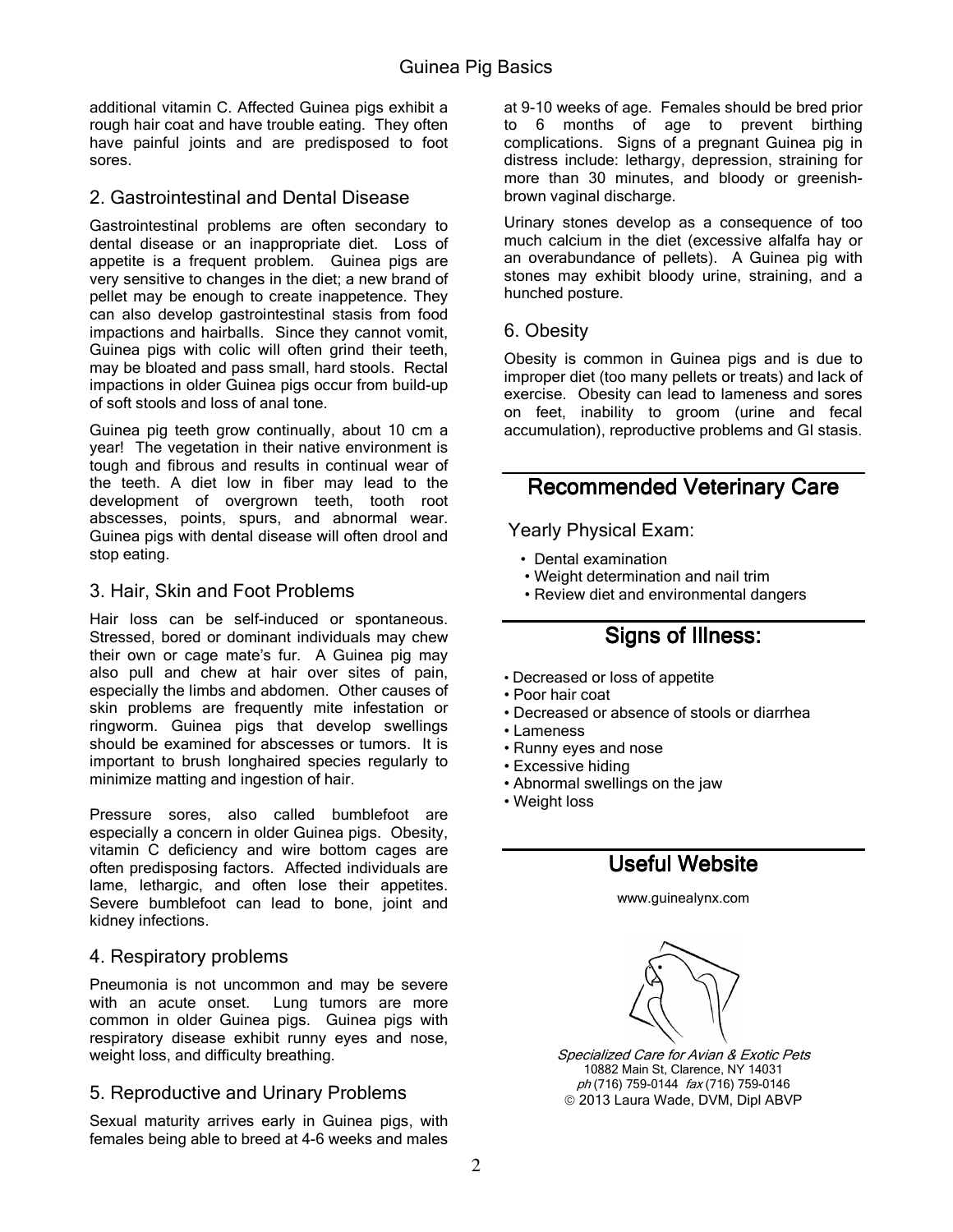additional vitamin C. Affected Guinea pigs exhibit a rough hair coat and have trouble eating. They often have painful joints and are predisposed to foot sores.

## 2. Gastrointestinal and Dental Disease

Gastrointestinal problems are often secondary to dental disease or an inappropriate diet. Loss of appetite is a frequent problem. Guinea pigs are very sensitive to changes in the diet; a new brand of pellet may be enough to create inappetence. They can also develop gastrointestinal stasis from food impactions and hairballs. Since they cannot vomit, Guinea pigs with colic will often grind their teeth, may be bloated and pass small, hard stools. Rectal impactions in older Guinea pigs occur from build-up of soft stools and loss of anal tone.

Guinea pig teeth grow continually, about 10 cm a year! The vegetation in their native environment is tough and fibrous and results in continual wear of the teeth. A diet low in fiber may lead to the development of overgrown teeth, tooth root abscesses, points, spurs, and abnormal wear. Guinea pigs with dental disease will often drool and stop eating.

## 3. Hair, Skin and Foot Problems

Hair loss can be self-induced or spontaneous. Stressed, bored or dominant individuals may chew their own or cage mate's fur. A Guinea pig may also pull and chew at hair over sites of pain, especially the limbs and abdomen. Other causes of skin problems are frequently mite infestation or ringworm. Guinea pigs that develop swellings should be examined for abscesses or tumors. It is important to brush longhaired species regularly to minimize matting and ingestion of hair.

Pressure sores, also called bumblefoot are especially a concern in older Guinea pigs. Obesity, vitamin C deficiency and wire bottom cages are often predisposing factors. Affected individuals are lame, lethargic, and often lose their appetites. Severe bumblefoot can lead to bone, joint and kidney infections.

## 4. Respiratory problems

Pneumonia is not uncommon and may be severe with an acute onset. Lung tumors are more common in older Guinea pigs. Guinea pigs with respiratory disease exhibit runny eyes and nose, weight loss, and difficulty breathing.

## 5. Reproductive and Urinary Problems

Sexual maturity arrives early in Guinea pigs, with females being able to breed at 4-6 weeks and males at 9-10 weeks of age. Females should be bred prior to 6 months of age to prevent birthing complications. Signs of a pregnant Guinea pig in distress include: lethargy, depression, straining for more than 30 minutes, and bloody or greenish-brown vaginal discharge.

Urinary stones develop as a consequence of too much calcium in the diet (excessive alfalfa hay or an overabundance of pellets). A Guinea pig with stones may exhibit bloody urine, straining, and a hunched posture.

## 6. Obesity

Obesity is common in Guinea pigs and is due to improper diet (too many pellets or treats) and lack of exercise. Obesity can lead to lameness and sores on feet, inability to groom (urine and fecal accumulation), reproductive problems and GI stasis.

# Recommended Veterinary Care

Yearly Physical Exam:

- Dental examination
- Weight determination and nail trim
- Review diet and environmental dangers

# Signs of Illness:

- Decreased or loss of appetite
- Poor hair coat
- Decreased or absence of stools or diarrhea
- Lameness
- Runny eyes and nose
- Excessive hiding
- Abnormal swellings on the jaw
- Weight loss

# Useful Website

www.guinealynx.com

*Specialized Care for Avian & Exotic Pets*
10882 Main St, Clarence, NY 14031
*ph* (716) 759-0144 *fax* (716) 759-0146
© 2013 Laura Wade, DVM, Dipl ABVP